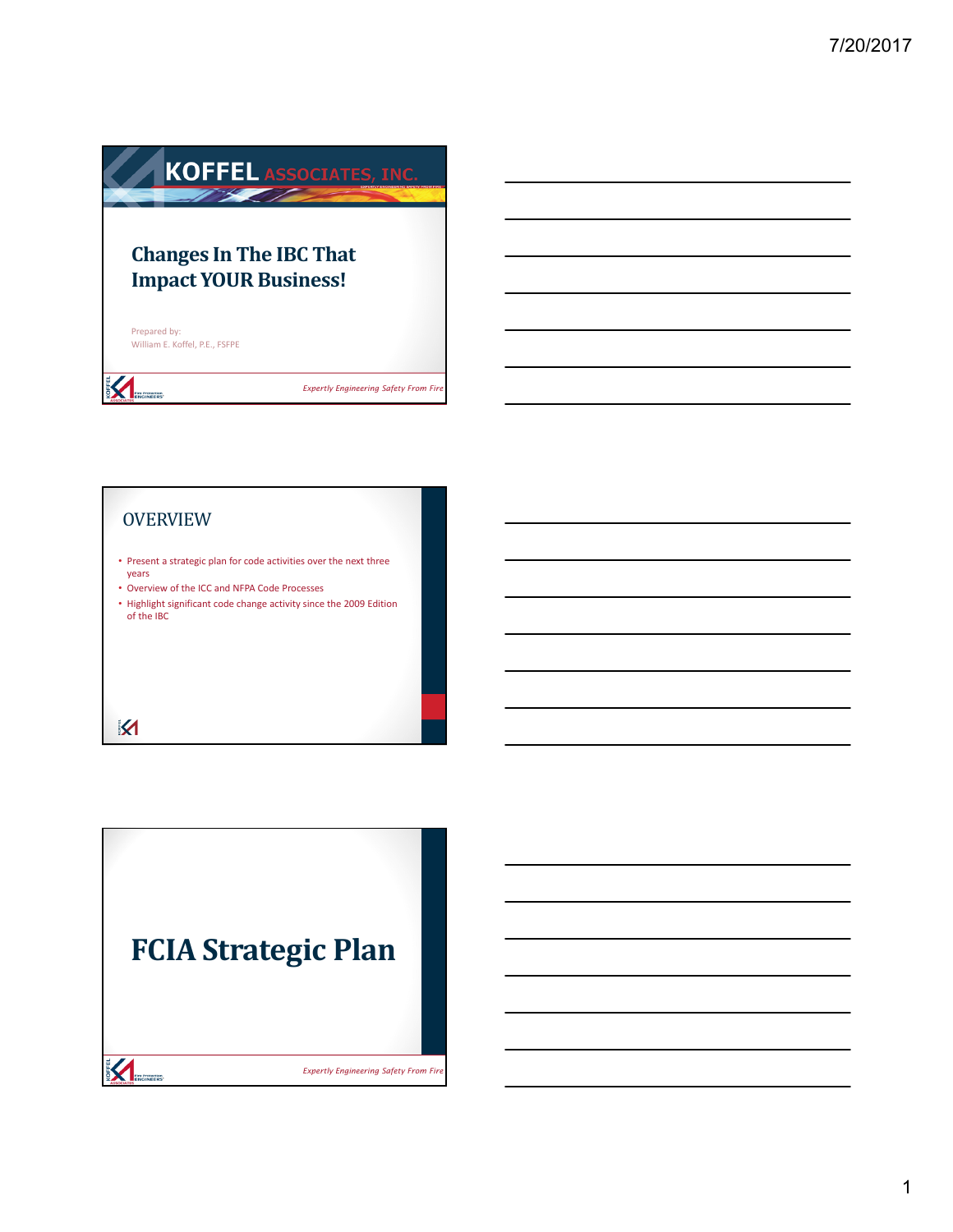# Changes In The IBC That Impact YOUR Business!

Prepared by:
William E. Koffel, P.E., FSFPE

*Expertly Engineering Safety From Fire*

## OVERVIEW

- Present a strategic plan for code activities over the next three years
- Overview of the ICC and NFPA Code Processes
- Highlight significant code change activity since the 2009 Edition of the IBC

# FCIA Strategic Plan

*Expertly Engineering Safety From Fire*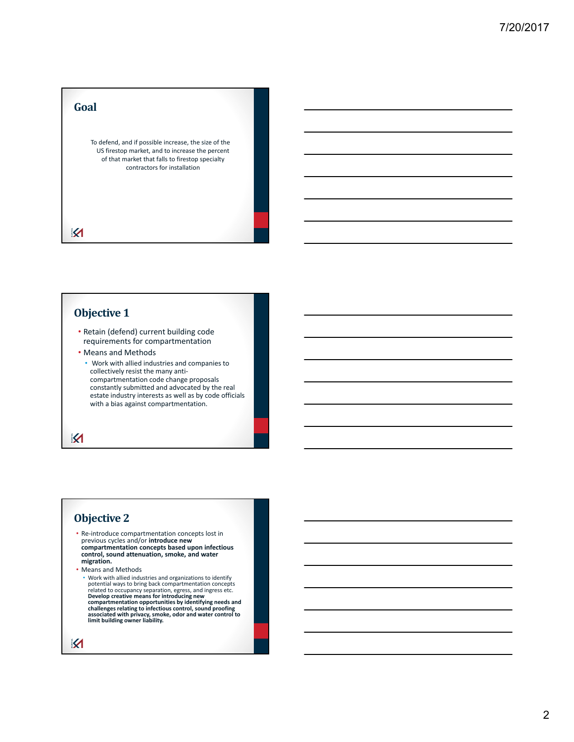## Goal

To defend, and if possible increase, the size of the US firestop market, and to increase the percent of that market that falls to firestop specialty contractors for installation

## Objective 1

- Retain (defend) current building code requirements for compartmentation
- Means and Methods
  - Work with allied industries and companies to collectively resist the many anti-compartmentation code change proposals constantly submitted and advocated by the real estate industry interests as well as by code officials with a bias against compartmentation.

## Objective 2

- Re-introduce compartmentation concepts lost in previous cycles and/or **introduce new compartmentation concepts based upon infectious control, sound attenuation, smoke, and water migration.**
- Means and Methods
  - Work with allied industries and organizations to identify potential ways to bring back compartmentation concepts related to occupancy separation, egress, and ingress etc. **Develop creative means for introducing new compartmentation opportunities by identifying needs and challenges relating to infectious control, sound proofing associated with privacy, smoke, odor and water control to limit building owner liability.**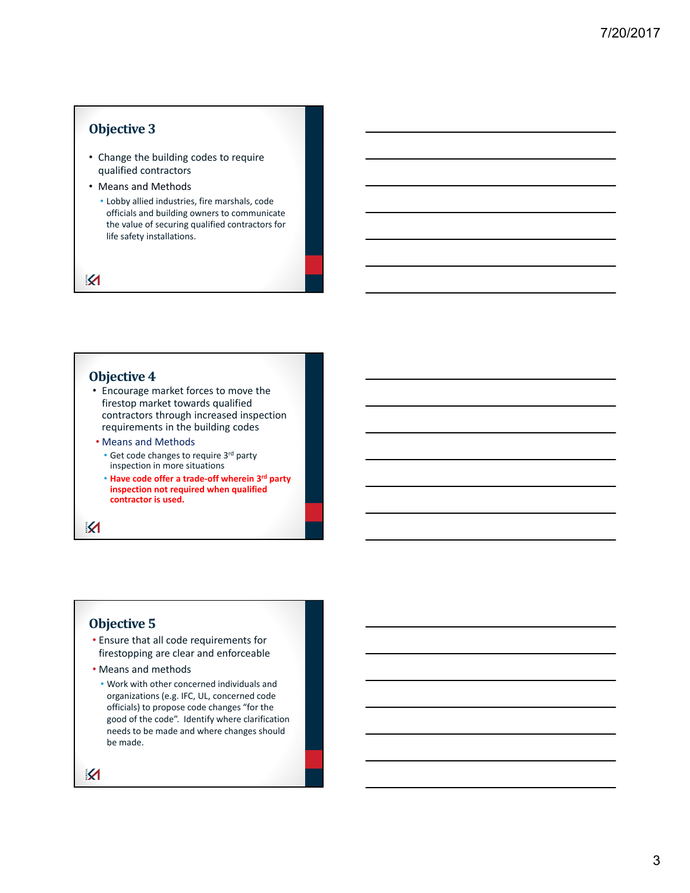## Objective 3

- Change the building codes to require qualified contractors
- Means and Methods
  - Lobby allied industries, fire marshals, code officials and building owners to communicate the value of securing qualified contractors for life safety installations.

## Objective 4

- Encourage market forces to move the firestop market towards qualified contractors through increased inspection requirements in the building codes
- Means and Methods
  - Get code changes to require 3rd party inspection in more situations
  - **Have code offer a trade-off wherein 3rd party inspection not required when qualified contractor is used.**

## Objective 5

- Ensure that all code requirements for firestopping are clear and enforceable
- Means and methods
  - Work with other concerned individuals and organizations (e.g. IFC, UL, concerned code officials) to propose code changes "for the good of the code". Identify where clarification needs to be made and where changes should be made.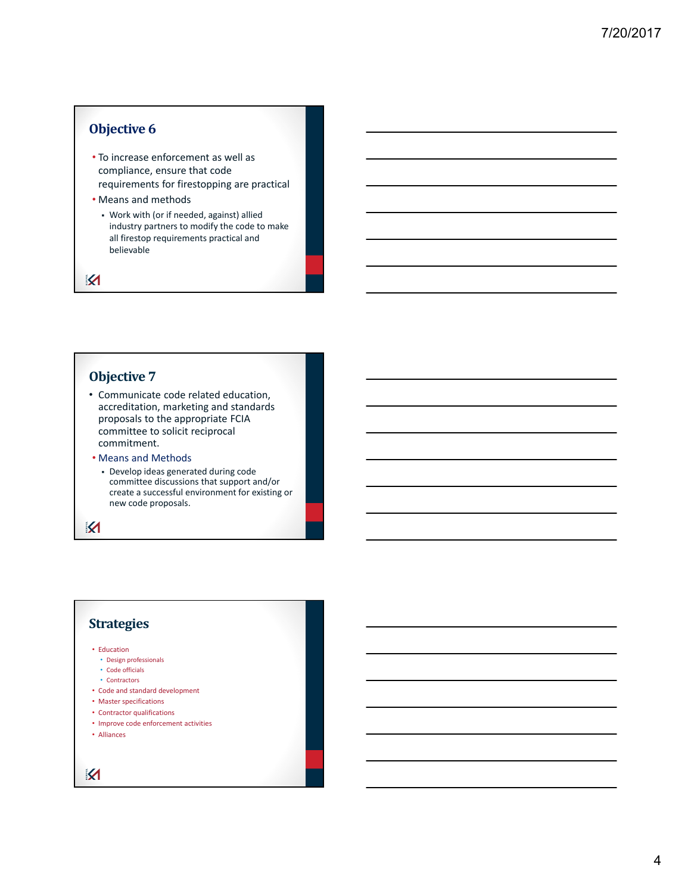## Objective 6

- To increase enforcement as well as compliance, ensure that code requirements for firestopping are practical
- Means and methods
  - Work with (or if needed, against) allied industry partners to modify the code to make all firestop requirements practical and believable

## Objective 7

- Communicate code related education, accreditation, marketing and standards proposals to the appropriate FCIA committee to solicit reciprocal commitment.
- Means and Methods
  - Develop ideas generated during code committee discussions that support and/or create a successful environment for existing or new code proposals.

## Strategies

- Education
  - Design professionals
  - Code officials
  - Contractors
- Code and standard development
- Master specifications
- Contractor qualifications
- Improve code enforcement activities
- Alliances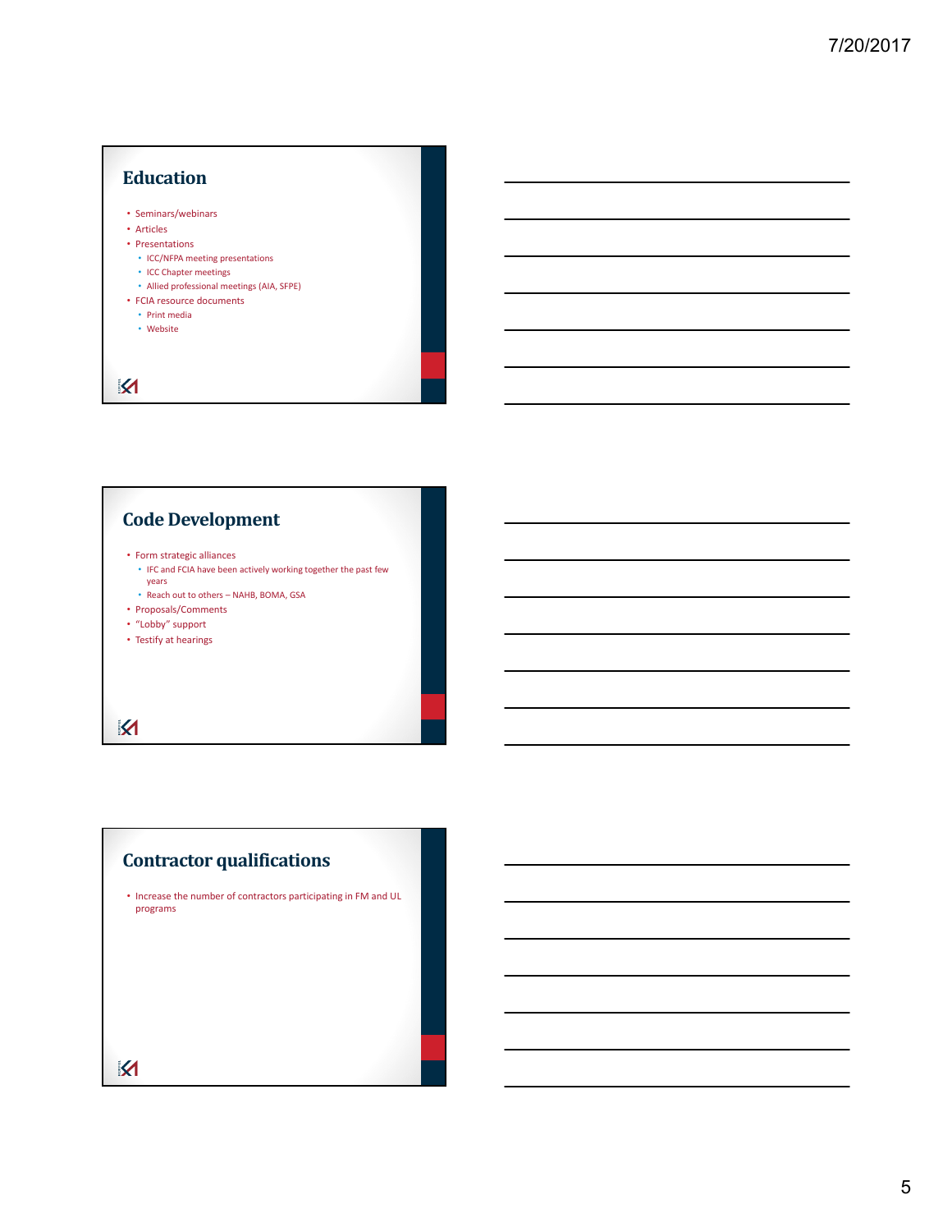## Education

- Seminars/webinars
- Articles
- Presentations
  - ICC/NFPA meeting presentations
  - ICC Chapter meetings
  - Allied professional meetings (AIA, SFPE)
- FCIA resource documents
  - Print media
  - Website

## Code Development

- Form strategic alliances
  - IFC and FCIA have been actively working together the past few years
  - Reach out to others – NAHB, BOMA, GSA
- Proposals/Comments
- "Lobby" support
- Testify at hearings

## Contractor qualifications

- Increase the number of contractors participating in FM and UL programs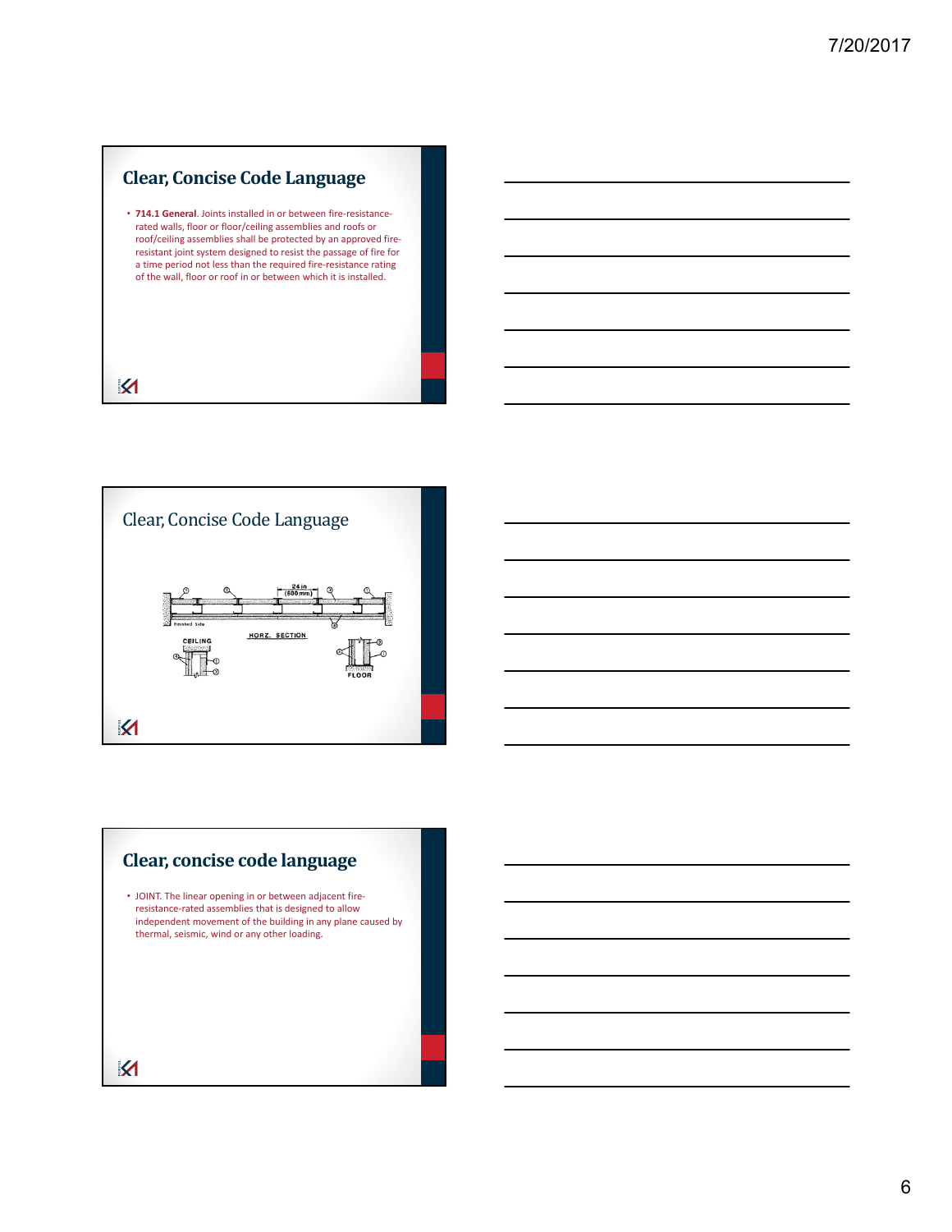## Clear, Concise Code Language

- **714.1 General**. Joints installed in or between fire-resistance-rated walls, floor or floor/ceiling assemblies and roofs or roof/ceiling assemblies shall be protected by an approved fire-resistant joint system designed to resist the passage of fire for a time period not less than the required fire-resistance rating of the wall, floor or roof in or between which it is installed.

## Clear, Concise Code Language

## Clear, concise code language

- JOINT. The linear opening in or between adjacent fire-resistance-rated assemblies that is designed to allow independent movement of the building in any plane caused by thermal, seismic, wind or any other loading.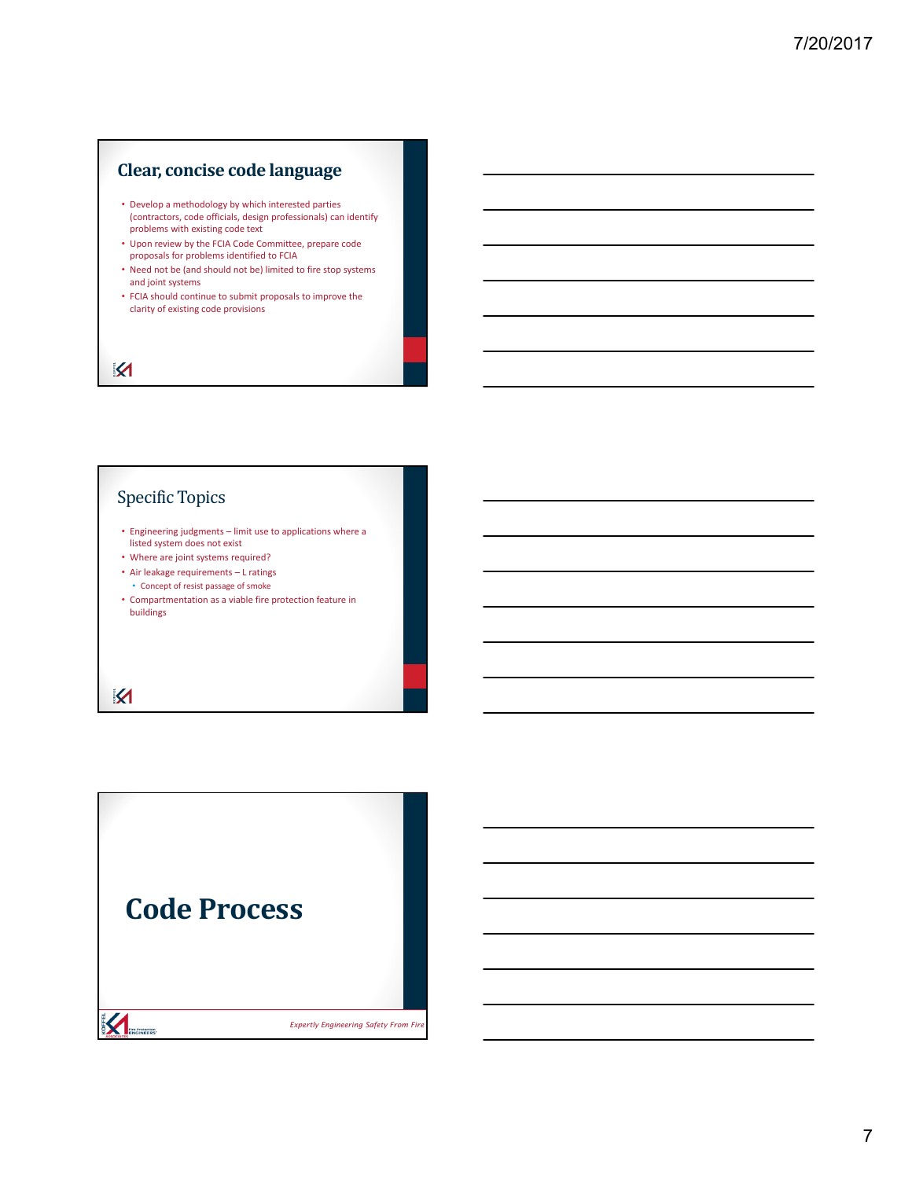## Clear, concise code language

- Develop a methodology by which interested parties (contractors, code officials, design professionals) can identify problems with existing code text
- Upon review by the FCIA Code Committee, prepare code proposals for problems identified to FCIA
- Need not be (and should not be) limited to fire stop systems and joint systems
- FCIA should continue to submit proposals to improve the clarity of existing code provisions

## Specific Topics

- Engineering judgments – limit use to applications where a listed system does not exist
- Where are joint systems required?
- Air leakage requirements – L ratings
  - Concept of resist passage of smoke
- Compartmentation as a viable fire protection feature in buildings

# Code Process

*Expertly Engineering Safety From Fire*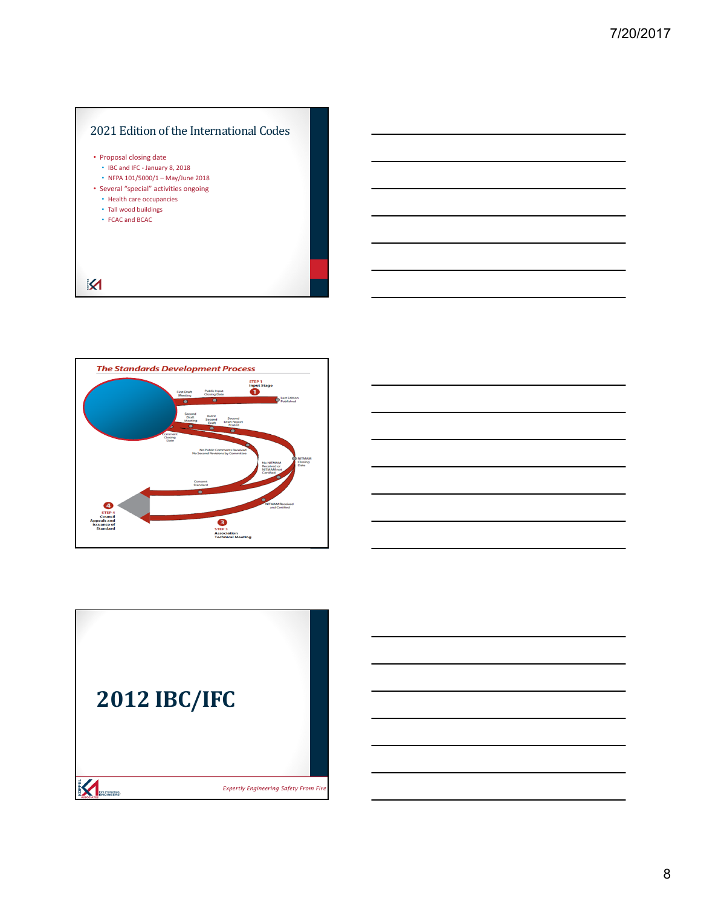## 2021 Edition of the International Codes

- Proposal closing date
  - IBC and IFC - January 8, 2018
  - NFPA 101/5000/1 – May/June 2018
- Several "special" activities ongoing
  - Health care occupancies
  - Tall wood buildings
  - FCAC and BCAC

## *The Standards Development Process*

STEP 1 Input Stage

Last Edition Published

Public Input Closing Date

First Draft Meeting

Second Draft Meeting

Ballot Second Draft

Second Draft Report Posted

Comment Closing Date

No Public Comments Received No Second Revisions by Committee

NITMAM Closing Date

No NITMAM Received or NITMAM not Certified

Consent Standard

NITMAM Received and Certified

STEP 3 Association Technical Meeting

STEP 4 Council Appeals and Issuance of Standard

# 2012 IBC/IFC

*Expertly Engineering Safety From Fire*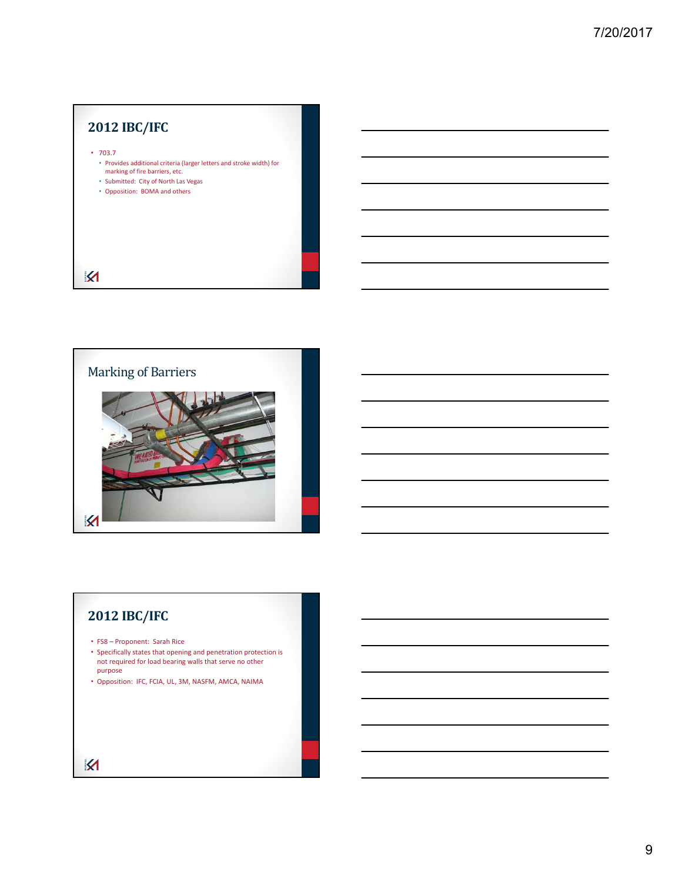## 2012 IBC/IFC

- 703.7
  - Provides additional criteria (larger letters and stroke width) for marking of fire barriers, etc.
  - Submitted: City of North Las Vegas
  - Opposition: BOMA and others

## Marking of Barriers

## 2012 IBC/IFC

- FS8 – Proponent: Sarah Rice
- Specifically states that opening and penetration protection is not required for load bearing walls that serve no other purpose
- Opposition: IFC, FCIA, UL, 3M, NASFM, AMCA, NAIMA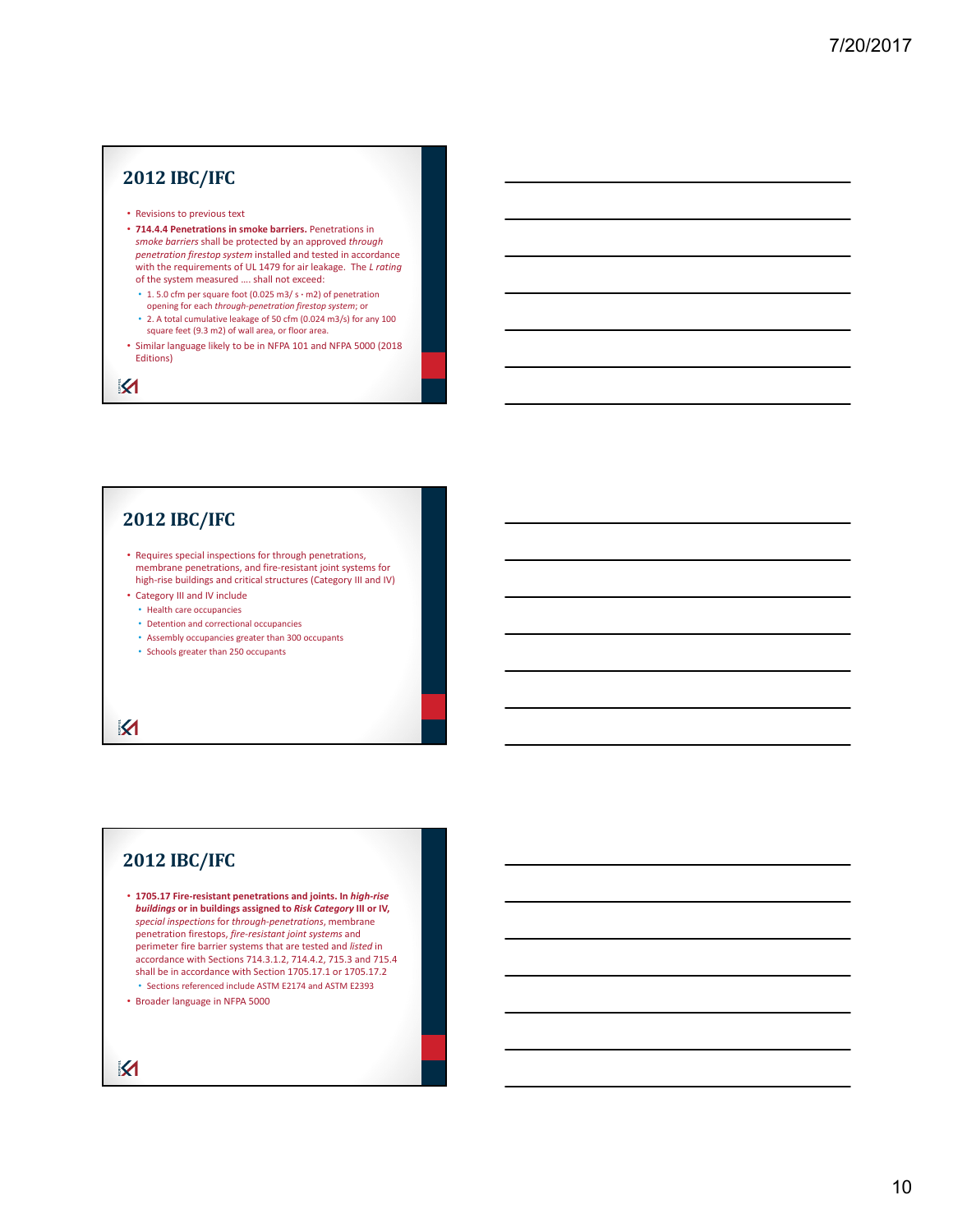## 2012 IBC/IFC

- Revisions to previous text
- **714.4.4 Penetrations in smoke barriers.** Penetrations in *smoke barriers* shall be protected by an approved *through penetration firestop system* installed and tested in accordance with the requirements of UL 1479 for air leakage. The *L rating* of the system measured …. shall not exceed:
  - 1. 5.0 cfm per square foot (0.025 m3/ s · m2) of penetration opening for each *through-penetration firestop system*; or
  - 2. A total cumulative leakage of 50 cfm (0.024 m3/s) for any 100 square feet (9.3 m2) of wall area, or floor area.
- Similar language likely to be in NFPA 101 and NFPA 5000 (2018 Editions)

## 2012 IBC/IFC

- Requires special inspections for through penetrations, membrane penetrations, and fire-resistant joint systems for high-rise buildings and critical structures (Category III and IV)
- Category III and IV include
  - Health care occupancies
  - Detention and correctional occupancies
  - Assembly occupancies greater than 300 occupants
  - Schools greater than 250 occupants

## 2012 IBC/IFC

- **1705.17 Fire-resistant penetrations and joints. In *high-rise buildings* or in buildings assigned to *Risk Category* III or IV,** *special inspections* for *through-penetrations*, membrane penetration firestops, *fire-resistant joint systems* and perimeter fire barrier systems that are tested and *listed* in accordance with Sections 714.3.1.2, 714.4.2, 715.3 and 715.4 shall be in accordance with Section 1705.17.1 or 1705.17.2
  - Sections referenced include ASTM E2174 and ASTM E2393
- Broader language in NFPA 5000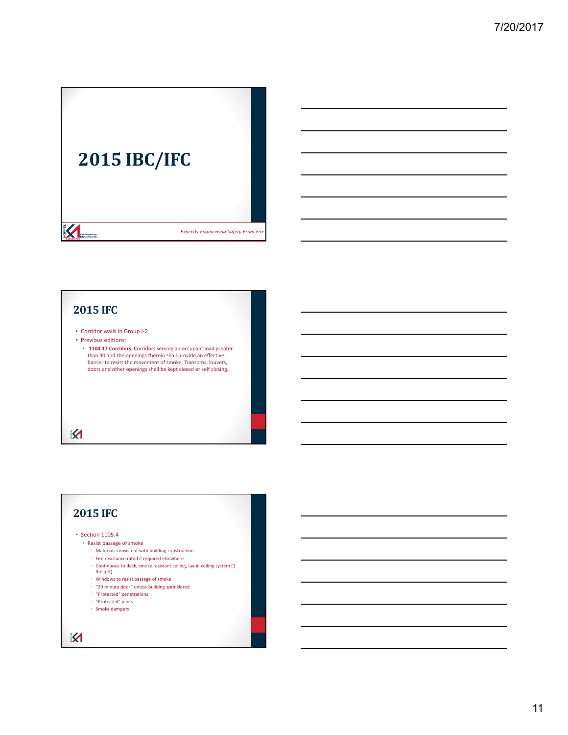# 2015 IBC/IFC

*Expertly Engineering Safety From Fire*

## 2015 IFC

- Corridor walls in Group I-2
- Previous editions:
  - **1104.17 Corridors.** Corridors serving an occupant load greater than 30 and the openings therein shall provide an effective barrier to resist the movement of smoke. Transoms, louvers, doors and other openings shall be kept closed or self closing.

## 2015 IFC

- Section 1105.4
  - Resist passage of smoke
    - Materials consistent with building construction
    - Fire resistance rated if required elsewhere
    - Continuous to deck, smoke resistant ceiling, lay-in ceiling system (1 lb/sq ft)
    - Windows to resist passage of smoke
    - "20 minute door" unless building sprinklered
    - "Protected" penetrations
    - "Protected" joints
    - Smoke dampers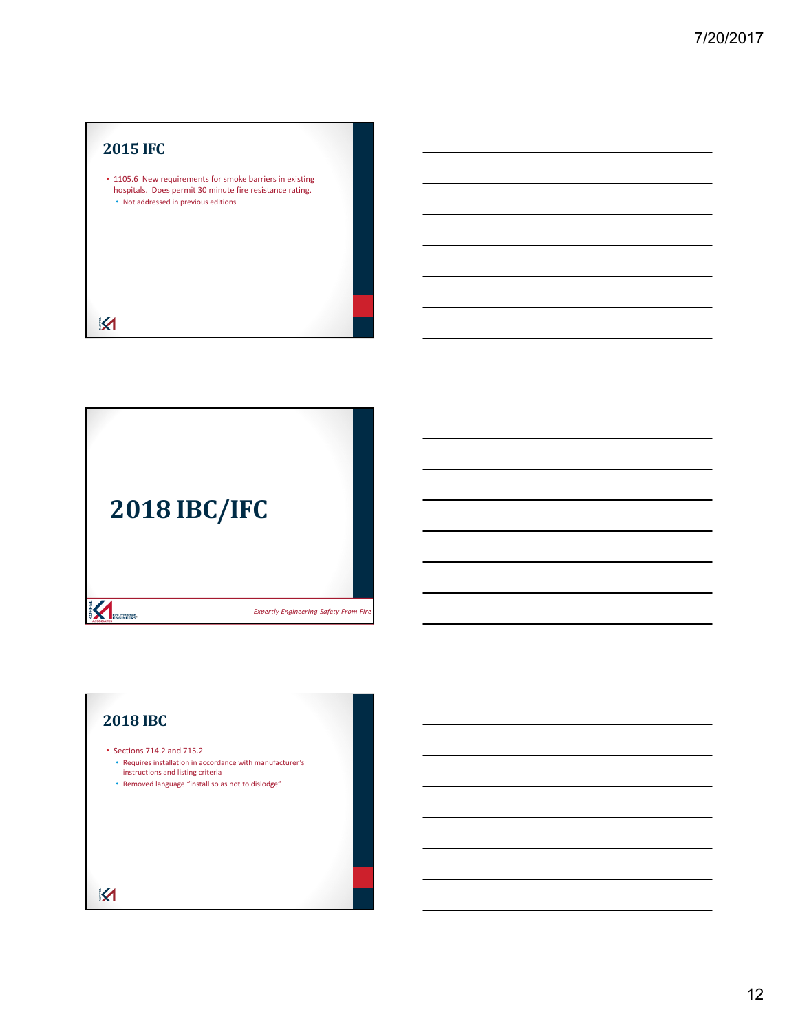## 2015 IFC

- 1105.6 New requirements for smoke barriers in existing hospitals. Does permit 30 minute fire resistance rating.
  - Not addressed in previous editions

# 2018 IBC/IFC

*Expertly Engineering Safety From Fire*

## 2018 IBC

- Sections 714.2 and 715.2
  - Requires installation in accordance with manufacturer's instructions and listing criteria
  - Removed language "install so as not to dislodge"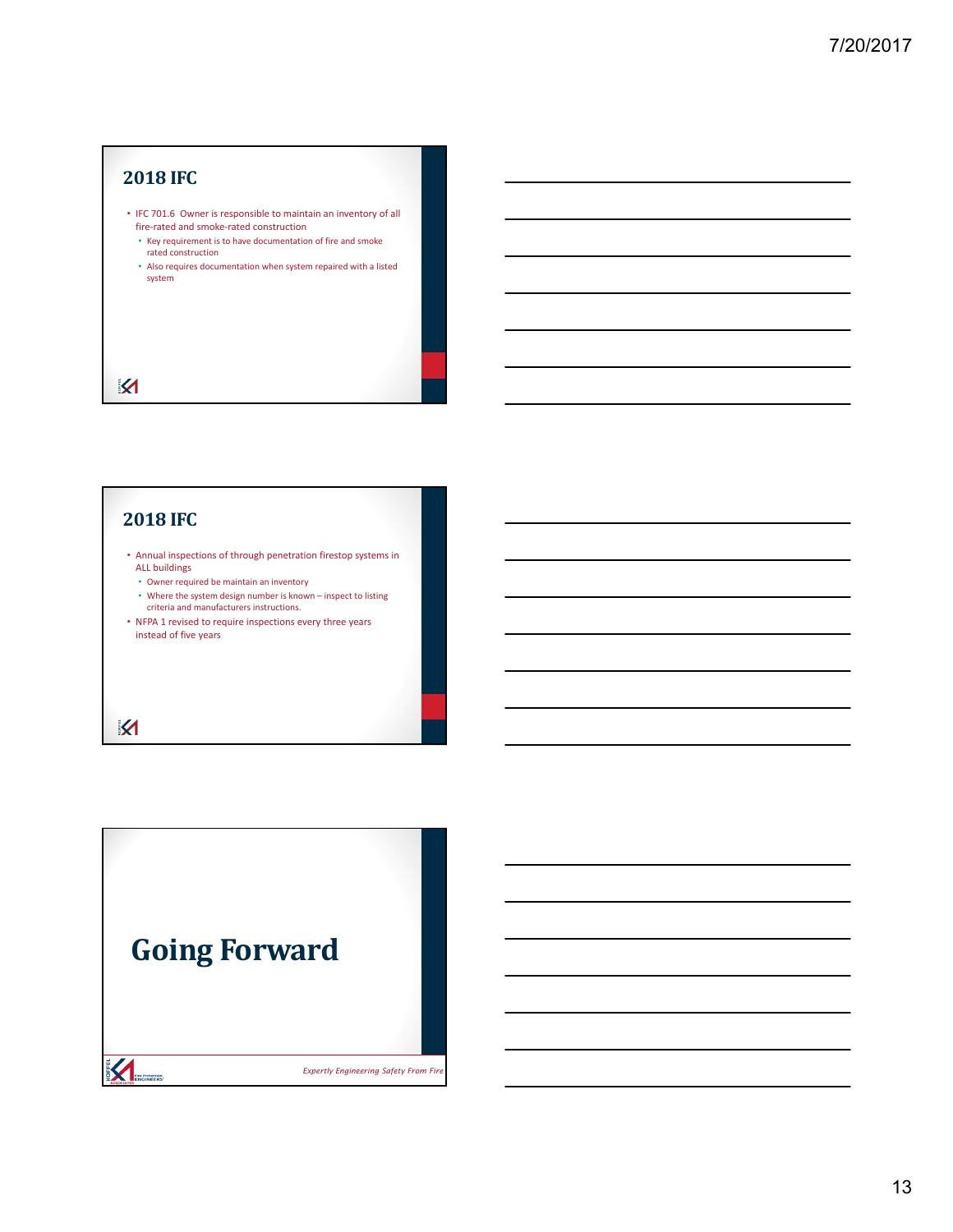## 2018 IFC

- IFC 701.6 Owner is responsible to maintain an inventory of all fire-rated and smoke-rated construction
  - Key requirement is to have documentation of fire and smoke rated construction
  - Also requires documentation when system repaired with a listed system

## 2018 IFC

- Annual inspections of through penetration firestop systems in ALL buildings
  - Owner required be maintain an inventory
  - Where the system design number is known – inspect to listing criteria and manufacturers instructions.
- NFPA 1 revised to require inspections every three years instead of five years

# Going Forward

*Expertly Engineering Safety From Fire*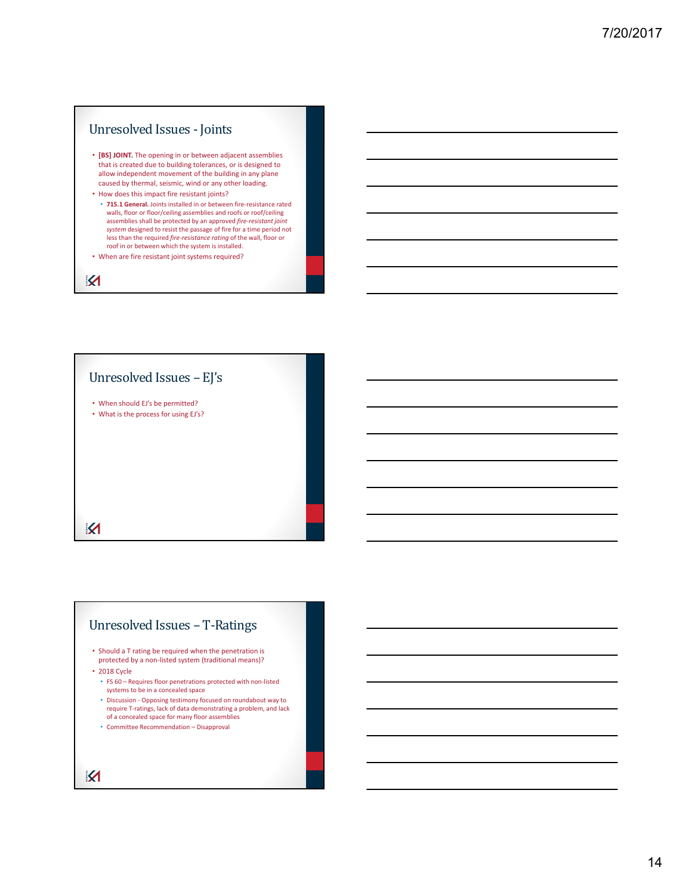## Unresolved Issues - Joints

- **[BS] JOINT.** The opening in or between adjacent assemblies that is created due to building tolerances, or is designed to allow independent movement of the building in any plane caused by thermal, seismic, wind or any other loading.
- How does this impact fire resistant joints?
  - **715.1 General.** Joints installed in or between fire-resistance rated walls, floor or floor/ceiling assemblies and roofs or roof/ceiling assemblies shall be protected by an approved *fire-resistant joint system* designed to resist the passage of fire for a time period not less than the required *fire-resistance rating* of the wall, floor or roof in or between which the system is installed.
- When are fire resistant joint systems required?

## Unresolved Issues – EJ's

- When should EJ's be permitted?
- What is the process for using EJ's?

## Unresolved Issues – T-Ratings

- Should a T rating be required when the penetration is protected by a non-listed system (traditional means)?
- 2018 Cycle
  - FS 60 – Requires floor penetrations protected with non-listed systems to be in a concealed space
  - Discussion - Opposing testimony focused on roundabout way to require T-ratings, lack of data demonstrating a problem, and lack of a concealed space for many floor assemblies
  - Committee Recommendation – Disapproval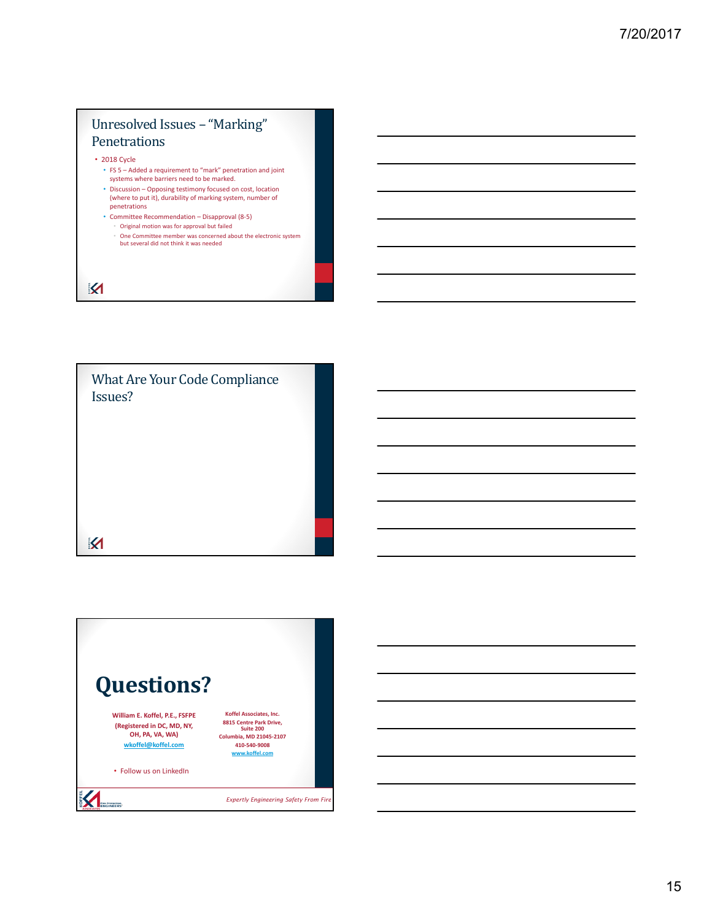## Unresolved Issues – "Marking" Penetrations

- 2018 Cycle
  - FS 5 – Added a requirement to "mark" penetration and joint systems where barriers need to be marked.
  - Discussion – Opposing testimony focused on cost, location (where to put it), durability of marking system, number of penetrations
  - Committee Recommendation – Disapproval (8-5)
    - Original motion was for approval but failed
    - One Committee member was concerned about the electronic system but several did not think it was needed

## What Are Your Code Compliance Issues?

# Questions?

**William E. Koffel, P.E., FSFPE**
**(Registered in DC, MD, NY, OH, PA, VA, WA)**
**wkoffel@koffel.com**

**Koffel Associates, Inc.**
**8815 Centre Park Drive, Suite 200**
**Columbia, MD 21045-2107**
**410-540-9008**
**www.koffel.com**

- Follow us on LinkedIn

*Expertly Engineering Safety From Fire*